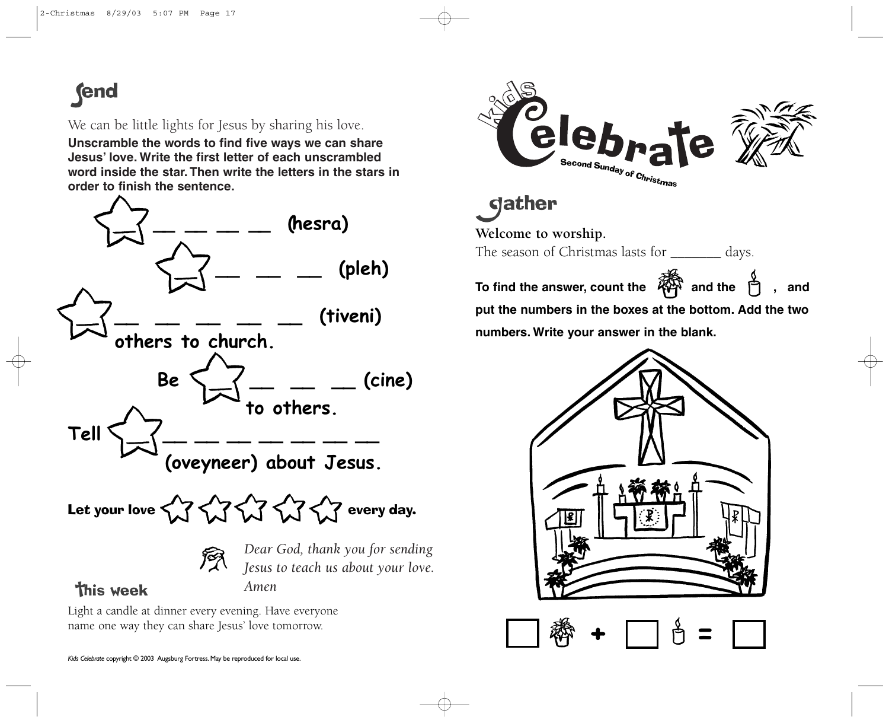## Send

We can be little lights for Jesus by sharing his love.

**Unscramble the words to find five ways we can share Jesus' love. Write the first letter of each unscrambled word inside the star. Then write the letters in the stars in order to finish the sentence.**

☆ __ __ __ __ **(hesra)**

☆ __ __ __ **(pleh)**

☆ __ __ __ __ __ **(tiveni)** **others to church.**

**Be** ☆ __ __ __ **(cine)** **to others.**

**Tell** ☆ __ __ __ __ __ __ __ **(oveyneer) about Jesus.**

**Let your love** ☆ ☆ ☆ ☆ ☆ **every day.**

*Dear God, thank you for sending Jesus to teach us about your love. Amen*

### This week

Light a candle at dinner every evening. Have everyone name one way they can share Jesus' love tomorrow.

*Kids Celebrate* copyright © 2003 Augsburg Fortress. May be reproduced for local use.

# Kids Celebrate

Second Sunday of Christmas

## Gather

**Welcome to worship.**

The season of Christmas lasts for _______ days.

**To find the answer, count the (poinsettia) and the (candle), and put the numbers in the boxes at the bottom. Add the two numbers. Write your answer in the blank.**

☐ (poinsettia) **+** ☐ (candle) **=** ☐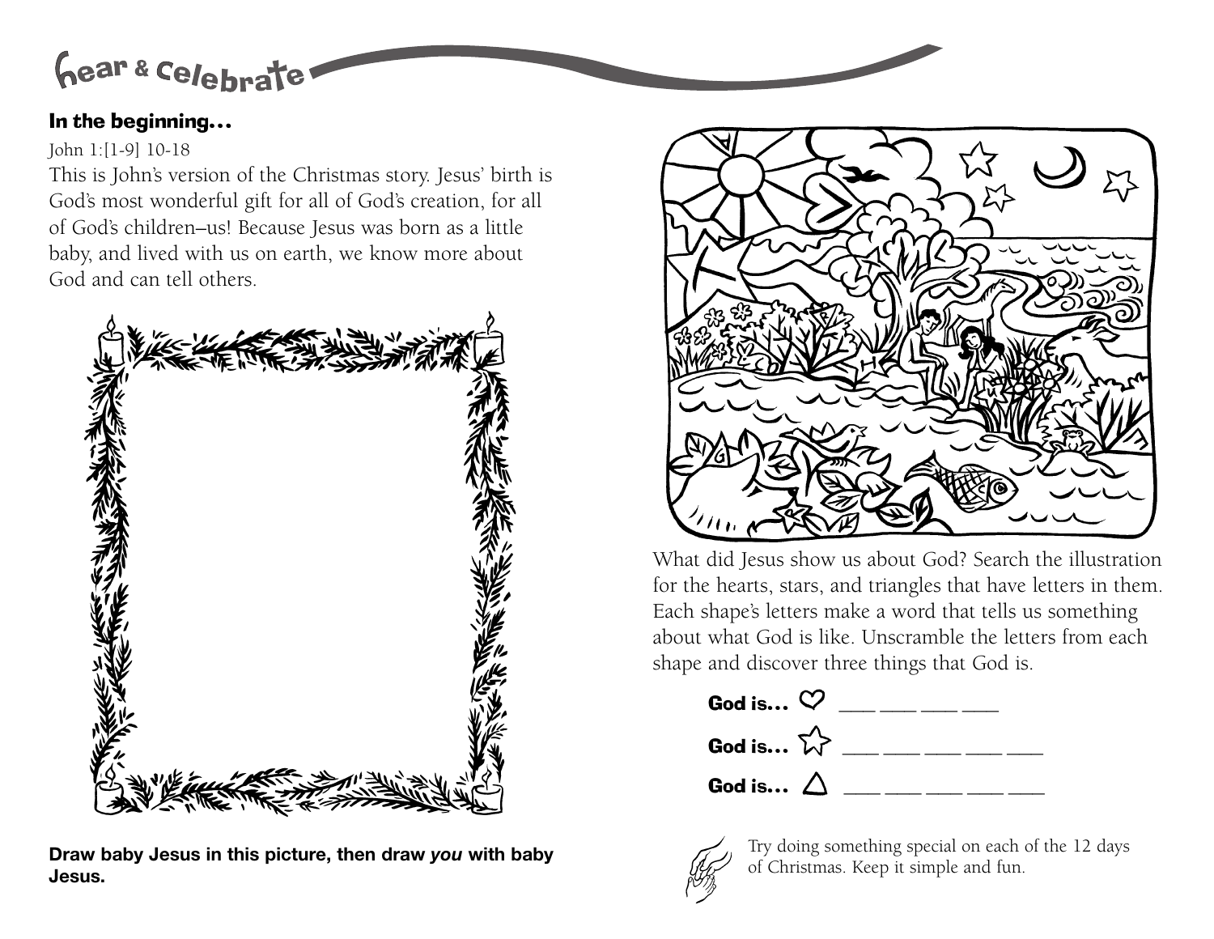# hear & celebrate

## In the beginning...

John 1:[1-9] 10-18

This is John's version of the Christmas story. Jesus' birth is God's most wonderful gift for all of God's creation, for all of God's children–us! Because Jesus was born as a little baby, and lived with us on earth, we know more about God and can tell others.

**Draw baby Jesus in this picture, then draw *you* with baby Jesus.**

What did Jesus show us about God? Search the illustration for the hearts, stars, and triangles that have letters in them. Each shape's letters make a word that tells us something about what God is like. Unscramble the letters from each shape and discover three things that God is.

**God is...** ♡ ___ ___ ___ ___

**God is...** ☆ ___ ___ ___ ___ ___

**God is...** △ ___ ___ ___ ___ ___

Try doing something special on each of the 12 days of Christmas. Keep it simple and fun.